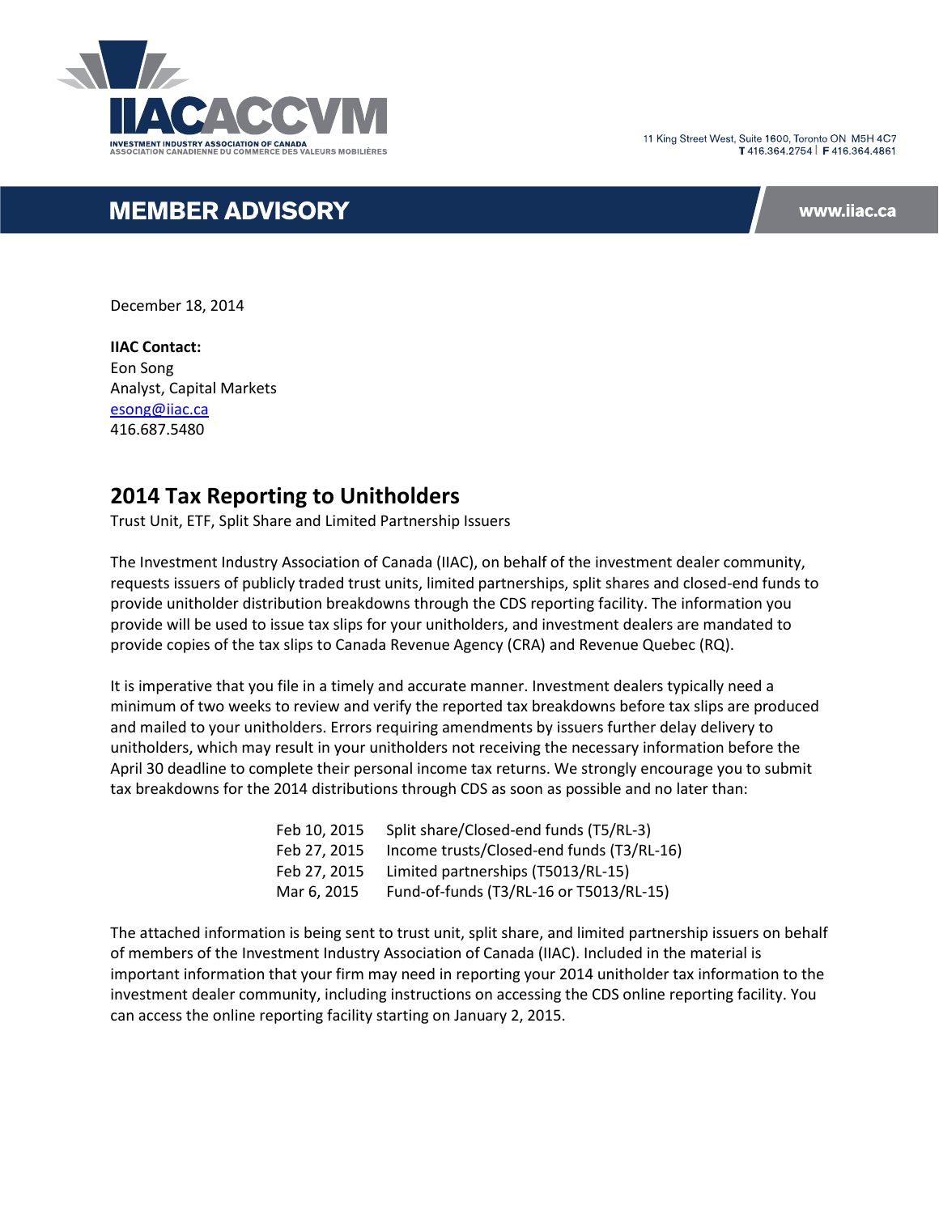IIACACCVM

INVESTMENT INDUSTRY ASSOCIATION OF CANADA
ASSOCIATION CANADIENNE DU COMMERCE DES VALEURS MOBILIÈRES

11 King Street West, Suite 1600, Toronto ON M5H 4C7
**T** 416.364.2754 | **F** 416.364.4861

**MEMBER ADVISORY**

www.iiac.ca

December 18, 2014

**IIAC Contact:**
Eon Song
Analyst, Capital Markets
esong@iiac.ca
416.687.5480

## 2014 Tax Reporting to Unitholders

Trust Unit, ETF, Split Share and Limited Partnership Issuers

The Investment Industry Association of Canada (IIAC), on behalf of the investment dealer community, requests issuers of publicly traded trust units, limited partnerships, split shares and closed-end funds to provide unitholder distribution breakdowns through the CDS reporting facility. The information you provide will be used to issue tax slips for your unitholders, and investment dealers are mandated to provide copies of the tax slips to Canada Revenue Agency (CRA) and Revenue Quebec (RQ).

It is imperative that you file in a timely and accurate manner. Investment dealers typically need a minimum of two weeks to review and verify the reported tax breakdowns before tax slips are produced and mailed to your unitholders. Errors requiring amendments by issuers further delay delivery to unitholders, which may result in your unitholders not receiving the necessary information before the April 30 deadline to complete their personal income tax returns. We strongly encourage you to submit tax breakdowns for the 2014 distributions through CDS as soon as possible and no later than:

| | |
|---|---|
| Feb 10, 2015 | Split share/Closed-end funds (T5/RL-3) |
| Feb 27, 2015 | Income trusts/Closed-end funds (T3/RL-16) |
| Feb 27, 2015 | Limited partnerships (T5013/RL-15) |
| Mar 6, 2015 | Fund-of-funds (T3/RL-16 or T5013/RL-15) |

The attached information is being sent to trust unit, split share, and limited partnership issuers on behalf of members of the Investment Industry Association of Canada (IIAC). Included in the material is important information that your firm may need in reporting your 2014 unitholder tax information to the investment dealer community, including instructions on accessing the CDS online reporting facility. You can access the online reporting facility starting on January 2, 2015.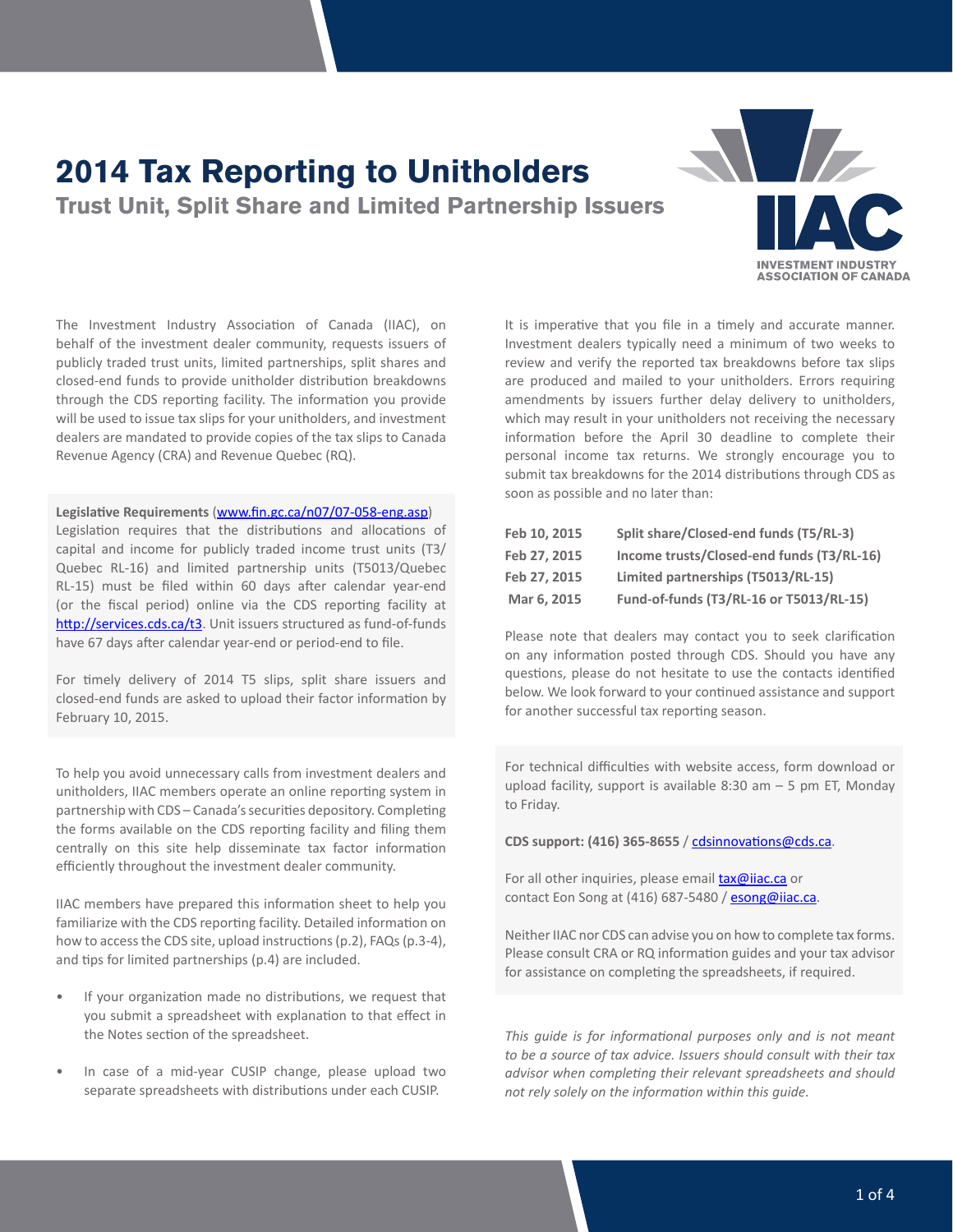# 2014 Tax Reporting to Unitholders

## Trust Unit, Split Share and Limited Partnership Issuers

The Investment Industry Association of Canada (IIAC), on behalf of the investment dealer community, requests issuers of publicly traded trust units, limited partnerships, split shares and closed-end funds to provide unitholder distribution breakdowns through the CDS reporting facility. The information you provide will be used to issue tax slips for your unitholders, and investment dealers are mandated to provide copies of the tax slips to Canada Revenue Agency (CRA) and Revenue Quebec (RQ).

**Legislative Requirements** ([www.fin.gc.ca/n07/07-058-eng.asp](www.fin.gc.ca/n07/07-058-eng.asp))
Legislation requires that the distributions and allocations of capital and income for publicly traded income trust units (T3/Quebec RL-16) and limited partnership units (T5013/Quebec RL-15) must be filed within 60 days after calendar year-end (or the fiscal period) online via the CDS reporting facility at [http://services.cds.ca/t3](http://services.cds.ca/t3). Unit issuers structured as fund-of-funds have 67 days after calendar year-end or period-end to file.

For timely delivery of 2014 T5 slips, split share issuers and closed-end funds are asked to upload their factor information by February 10, 2015.

To help you avoid unnecessary calls from investment dealers and unitholders, IIAC members operate an online reporting system in partnership with CDS – Canada's securities depository. Completing the forms available on the CDS reporting facility and filing them centrally on this site help disseminate tax factor information efficiently throughout the investment dealer community.

IIAC members have prepared this information sheet to help you familiarize with the CDS reporting facility. Detailed information on how to access the CDS site, upload instructions (p.2), FAQs (p.3-4), and tips for limited partnerships (p.4) are included.

- If your organization made no distributions, we request that you submit a spreadsheet with explanation to that effect in the Notes section of the spreadsheet.
- In case of a mid-year CUSIP change, please upload two separate spreadsheets with distributions under each CUSIP.

It is imperative that you file in a timely and accurate manner. Investment dealers typically need a minimum of two weeks to review and verify the reported tax breakdowns before tax slips are produced and mailed to your unitholders. Errors requiring amendments by issuers further delay delivery to unitholders, which may result in your unitholders not receiving the necessary information before the April 30 deadline to complete their personal income tax returns. We strongly encourage you to submit tax breakdowns for the 2014 distributions through CDS as soon as possible and no later than:

| | |
|---|---|
| **Feb 10, 2015** | **Split share/Closed-end funds (T5/RL-3)** |
| **Feb 27, 2015** | **Income trusts/Closed-end funds (T3/RL-16)** |
| **Feb 27, 2015** | **Limited partnerships (T5013/RL-15)** |
| **Mar 6, 2015** | **Fund-of-funds (T3/RL-16 or T5013/RL-15)** |

Please note that dealers may contact you to seek clarification on any information posted through CDS. Should you have any questions, please do not hesitate to use the contacts identified below. We look forward to your continued assistance and support for another successful tax reporting season.

For technical difficulties with website access, form download or upload facility, support is available 8:30 am – 5 pm ET, Monday to Friday.

**CDS support: (416) 365-8655** / [cdsinnovations@cds.ca](mailto:cdsinnovations@cds.ca).

For all other inquiries, please email [tax@iiac.ca](mailto:tax@iiac.ca) or contact Eon Song at (416) 687-5480 / [esong@iiac.ca](mailto:esong@iiac.ca).

Neither IIAC nor CDS can advise you on how to complete tax forms. Please consult CRA or RQ information guides and your tax advisor for assistance on completing the spreadsheets, if required.

*This guide is for informational purposes only and is not meant to be a source of tax advice. Issuers should consult with their tax advisor when completing their relevant spreadsheets and should not rely solely on the information within this guide.*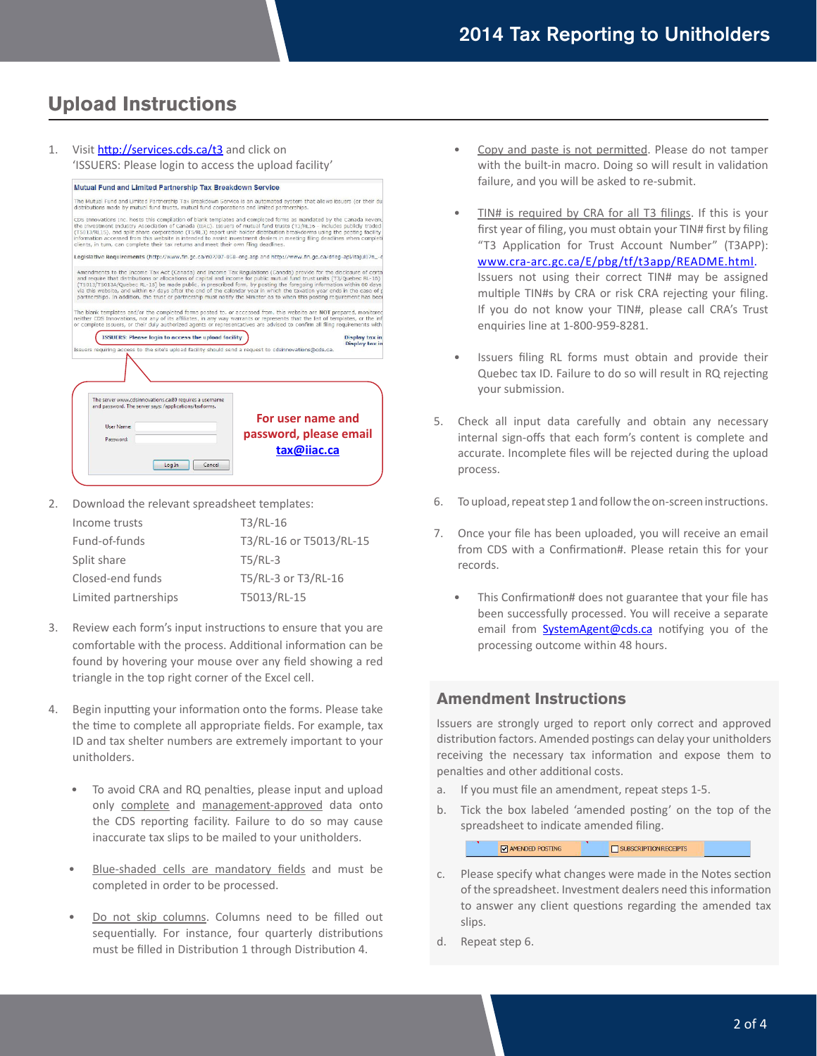## Upload Instructions

1. Visit http://services.cds.ca/t3 and click on 'ISSUERS: Please login to access the upload facility'

   **For user name and password, please email tax@iiac.ca**

2. Download the relevant spreadsheet templates:

| | |
|---|---|
| Income trusts | T3/RL-16 |
| Fund-of-funds | T3/RL-16 or T5013/RL-15 |
| Split share | T5/RL-3 |
| Closed-end funds | T5/RL-3 or T3/RL-16 |
| Limited partnerships | T5013/RL-15 |

3. Review each form's input instructions to ensure that you are comfortable with the process. Additional information can be found by hovering your mouse over any field showing a red triangle in the top right corner of the Excel cell.

4. Begin inputting your information onto the forms. Please take the time to complete all appropriate fields. For example, tax ID and tax shelter numbers are extremely important to your unitholders.

   - To avoid CRA and RQ penalties, please input and upload only complete and management-approved data onto the CDS reporting facility. Failure to do so may cause inaccurate tax slips to be mailed to your unitholders.
   - Blue-shaded cells are mandatory fields and must be completed in order to be processed.
   - Do not skip columns. Columns need to be filled out sequentially. For instance, four quarterly distributions must be filled in Distribution 1 through Distribution 4.
   - Copy and paste is not permitted. Please do not tamper with the built-in macro. Doing so will result in validation failure, and you will be asked to re-submit.
   - TIN# is required by CRA for all T3 filings. If this is your first year of filing, you must obtain your TIN# first by filing "T3 Application for Trust Account Number" (T3APP): www.cra-arc.gc.ca/E/pbg/tf/t3app/README.html. Issuers not using their correct TIN# may be assigned multiple TIN#s by CRA or risk CRA rejecting your filing. If you do not know your TIN#, please call CRA's Trust enquiries line at 1-800-959-8281.
   - Issuers filing RL forms must obtain and provide their Quebec tax ID. Failure to do so will result in RQ rejecting your submission.

5. Check all input data carefully and obtain any necessary internal sign-offs that each form's content is complete and accurate. Incomplete files will be rejected during the upload process.

6. To upload, repeat step 1 and follow the on-screen instructions.

7. Once your file has been uploaded, you will receive an email from CDS with a Confirmation#. Please retain this for your records.

   - This Confirmation# does not guarantee that your file has been successfully processed. You will receive a separate email from SystemAgent@cds.ca notifying you of the processing outcome within 48 hours.

### Amendment Instructions

Issuers are strongly urged to report only correct and approved distribution factors. Amended postings can delay your unitholders receiving the necessary tax information and expose them to penalties and other additional costs.

a. If you must file an amendment, repeat steps 1-5.

b. Tick the box labeled 'amended posting' on the top of the spreadsheet to indicate amended filing.

   ☑ AMENDED POSTING ☐ SUBSCRIPTION RECEIPTS

c. Please specify what changes were made in the Notes section of the spreadsheet. Investment dealers need this information to answer any client questions regarding the amended tax slips.

d. Repeat step 6.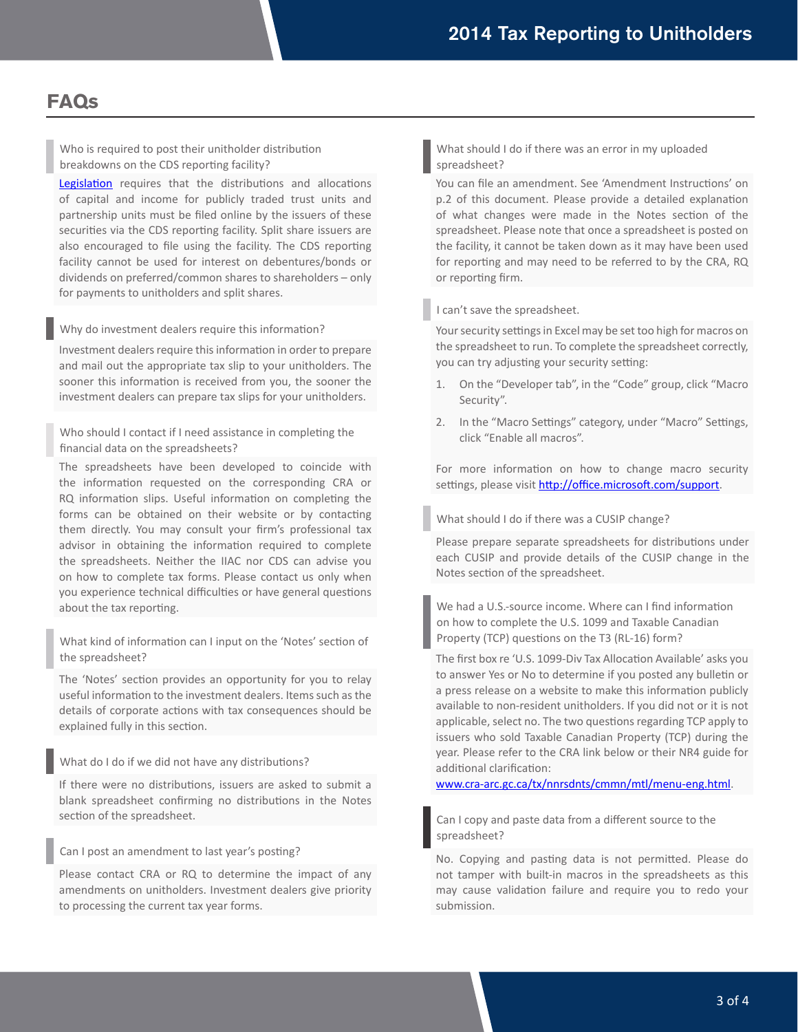## FAQs

**Who is required to post their unitholder distribution breakdowns on the CDS reporting facility?**

Legislation requires that the distributions and allocations of capital and income for publicly traded trust units and partnership units must be filed online by the issuers of these securities via the CDS reporting facility. Split share issuers are also encouraged to file using the facility. The CDS reporting facility cannot be used for interest on debentures/bonds or dividends on preferred/common shares to shareholders – only for payments to unitholders and split shares.

**Why do investment dealers require this information?**

Investment dealers require this information in order to prepare and mail out the appropriate tax slip to your unitholders. The sooner this information is received from you, the sooner the investment dealers can prepare tax slips for your unitholders.

**Who should I contact if I need assistance in completing the financial data on the spreadsheets?**

The spreadsheets have been developed to coincide with the information requested on the corresponding CRA or RQ information slips. Useful information on completing the forms can be obtained on their website or by contacting them directly. You may consult your firm's professional tax advisor in obtaining the information required to complete the spreadsheets. Neither the IIAC nor CDS can advise you on how to complete tax forms. Please contact us only when you experience technical difficulties or have general questions about the tax reporting.

**What kind of information can I input on the 'Notes' section of the spreadsheet?**

The 'Notes' section provides an opportunity for you to relay useful information to the investment dealers. Items such as the details of corporate actions with tax consequences should be explained fully in this section.

**What do I do if we did not have any distributions?**

If there were no distributions, issuers are asked to submit a blank spreadsheet confirming no distributions in the Notes section of the spreadsheet.

**Can I post an amendment to last year's posting?**

Please contact CRA or RQ to determine the impact of any amendments on unitholders. Investment dealers give priority to processing the current tax year forms.

**What should I do if there was an error in my uploaded spreadsheet?**

You can file an amendment. See 'Amendment Instructions' on p.2 of this document. Please provide a detailed explanation of what changes were made in the Notes section of the spreadsheet. Please note that once a spreadsheet is posted on the facility, it cannot be taken down as it may have been used for reporting and may need to be referred to by the CRA, RQ or reporting firm.

**I can't save the spreadsheet.**

Your security settings in Excel may be set too high for macros on the spreadsheet to run. To complete the spreadsheet correctly, you can try adjusting your security setting:

1. On the "Developer tab", in the "Code" group, click "Macro Security".
2. In the "Macro Settings" category, under "Macro" Settings, click "Enable all macros".

For more information on how to change macro security settings, please visit http://office.microsoft.com/support.

**What should I do if there was a CUSIP change?**

Please prepare separate spreadsheets for distributions under each CUSIP and provide details of the CUSIP change in the Notes section of the spreadsheet.

**We had a U.S.-source income. Where can I find information on how to complete the U.S. 1099 and Taxable Canadian Property (TCP) questions on the T3 (RL-16) form?**

The first box re 'U.S. 1099-Div Tax Allocation Available' asks you to answer Yes or No to determine if you posted any bulletin or a press release on a website to make this information publicly available to non-resident unitholders. If you did not or it is not applicable, select no. The two questions regarding TCP apply to issuers who sold Taxable Canadian Property (TCP) during the year. Please refer to the CRA link below or their NR4 guide for additional clarification:
www.cra-arc.gc.ca/tx/nnrsdnts/cmmn/mtl/menu-eng.html.

**Can I copy and paste data from a different source to the spreadsheet?**

No. Copying and pasting data is not permitted. Please do not tamper with built-in macros in the spreadsheets as this may cause validation failure and require you to redo your submission.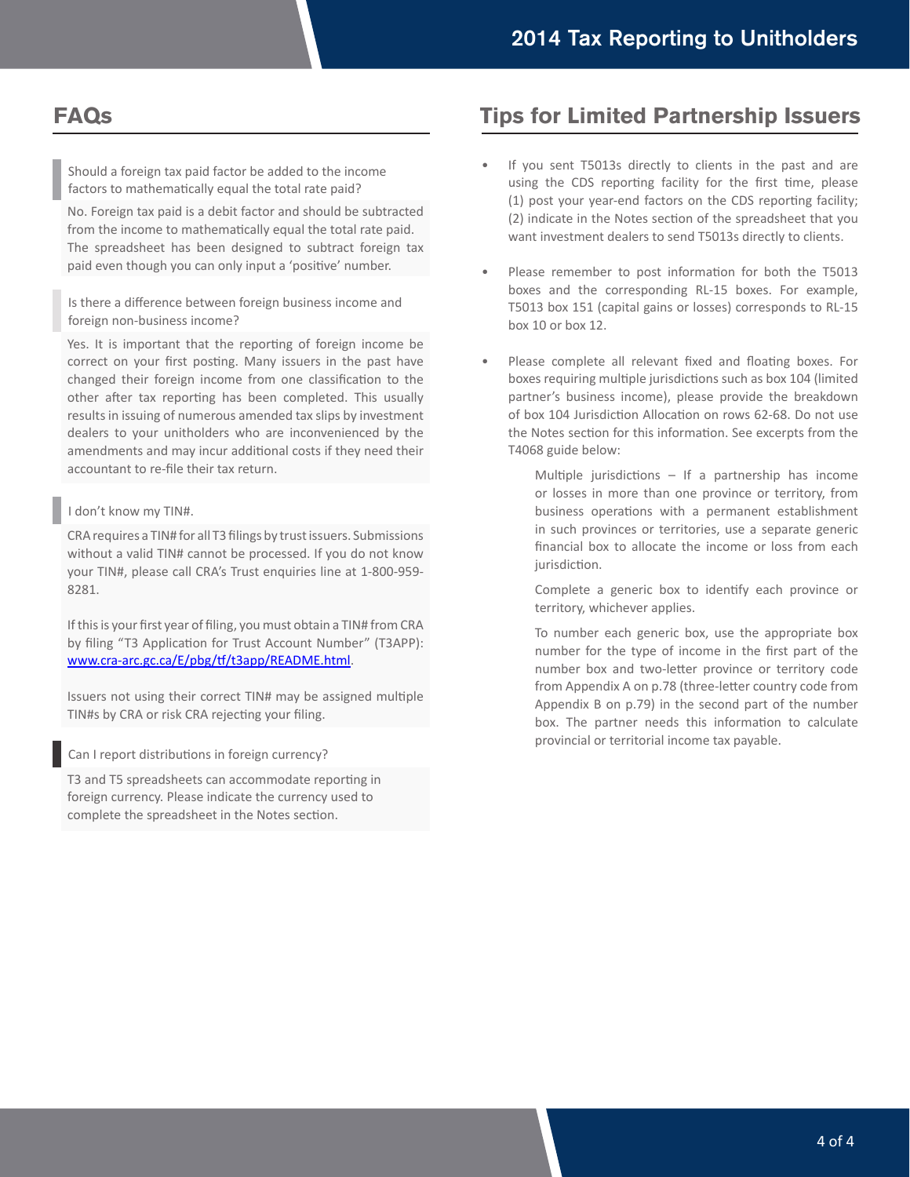## FAQs

**Should a foreign tax paid factor be added to the income factors to mathematically equal the total rate paid?**

No. Foreign tax paid is a debit factor and should be subtracted from the income to mathematically equal the total rate paid. The spreadsheet has been designed to subtract foreign tax paid even though you can only input a 'positive' number.

**Is there a difference between foreign business income and foreign non-business income?**

Yes. It is important that the reporting of foreign income be correct on your first posting. Many issuers in the past have changed their foreign income from one classification to the other after tax reporting has been completed. This usually results in issuing of numerous amended tax slips by investment dealers to your unitholders who are inconvenienced by the amendments and may incur additional costs if they need their accountant to re-file their tax return.

**I don't know my TIN#.**

CRA requires a TIN# for all T3 filings by trust issuers. Submissions without a valid TIN# cannot be processed. If you do not know your TIN#, please call CRA's Trust enquiries line at 1-800-959-8281.

If this is your first year of filing, you must obtain a TIN# from CRA by filing "T3 Application for Trust Account Number" (T3APP): [www.cra-arc.gc.ca/E/pbg/tf/t3app/README.html](www.cra-arc.gc.ca/E/pbg/tf/t3app/README.html).

Issuers not using their correct TIN# may be assigned multiple TIN#s by CRA or risk CRA rejecting your filing.

**Can I report distributions in foreign currency?**

T3 and T5 spreadsheets can accommodate reporting in foreign currency. Please indicate the currency used to complete the spreadsheet in the Notes section.

## Tips for Limited Partnership Issuers

- If you sent T5013s directly to clients in the past and are using the CDS reporting facility for the first time, please (1) post your year-end factors on the CDS reporting facility; (2) indicate in the Notes section of the spreadsheet that you want investment dealers to send T5013s directly to clients.
- Please remember to post information for both the T5013 boxes and the corresponding RL-15 boxes. For example, T5013 box 151 (capital gains or losses) corresponds to RL-15 box 10 or box 12.
- Please complete all relevant fixed and floating boxes. For boxes requiring multiple jurisdictions such as box 104 (limited partner's business income), please provide the breakdown of box 104 Jurisdiction Allocation on rows 62-68. Do not use the Notes section for this information. See excerpts from the T4068 guide below:

  > Multiple jurisdictions – If a partnership has income or losses in more than one province or territory, from business operations with a permanent establishment in such provinces or territories, use a separate generic financial box to allocate the income or loss from each jurisdiction.
  >
  > Complete a generic box to identify each province or territory, whichever applies.
  >
  > To number each generic box, use the appropriate box number for the type of income in the first part of the number box and two-letter province or territory code from Appendix A on p.78 (three-letter country code from Appendix B on p.79) in the second part of the number box. The partner needs this information to calculate provincial or territorial income tax payable.